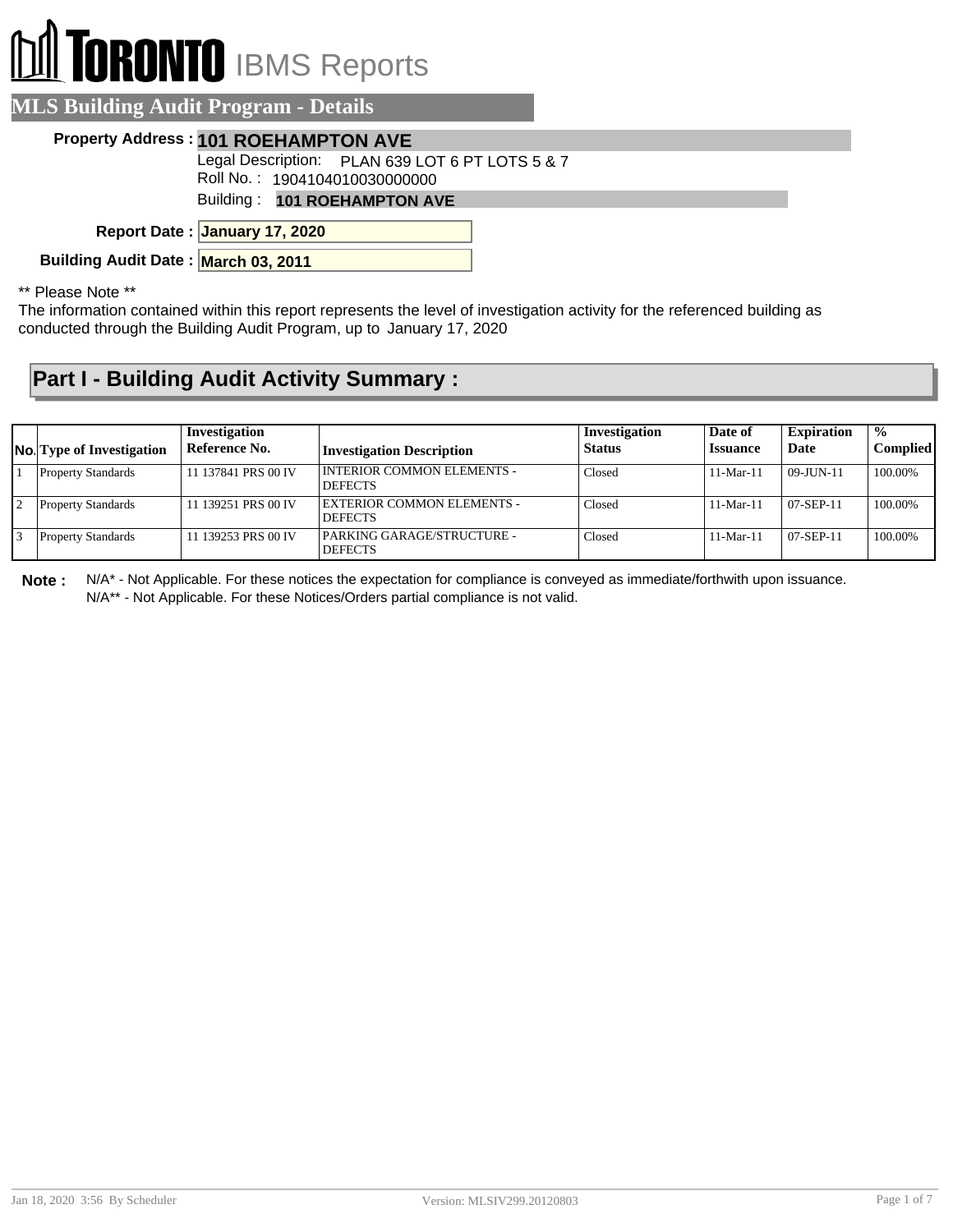# TORONTO IBMS Reports

## MLS Building Audit Program - Details

**Property Address :** **101 ROEHAMPTON AVE**

Legal Description: PLAN 639 LOT 6 PT LOTS 5 & 7

Roll No. : 1904104010030000000

Building : **101 ROEHAMPTON AVE**

**Report Date :** **January 17, 2020**

**Building Audit Date :** **March 03, 2011**

** Please Note **

The information contained within this report represents the level of investigation activity for the referenced building as conducted through the Building Audit Program, up to January 17, 2020

## Part I - Building Audit Activity Summary :

| No. | Type of Investigation | Investigation Reference No. | Investigation Description | Investigation Status | Date of Issuance | Expiration Date | % Complied |
|---|---|---|---|---|---|---|---|
| 1 | Property Standards | 11 137841 PRS 00 IV | INTERIOR COMMON ELEMENTS - DEFECTS | Closed | 11-Mar-11 | 09-JUN-11 | 100.00% |
| 2 | Property Standards | 11 139251 PRS 00 IV | EXTERIOR COMMON ELEMENTS - DEFECTS | Closed | 11-Mar-11 | 07-SEP-11 | 100.00% |
| 3 | Property Standards | 11 139253 PRS 00 IV | PARKING GARAGE/STRUCTURE - DEFECTS | Closed | 11-Mar-11 | 07-SEP-11 | 100.00% |

**Note :** N/A* - Not Applicable. For these notices the expectation for compliance is conveyed as immediate/forthwith upon issuance.
N/A** - Not Applicable. For these Notices/Orders partial compliance is not valid.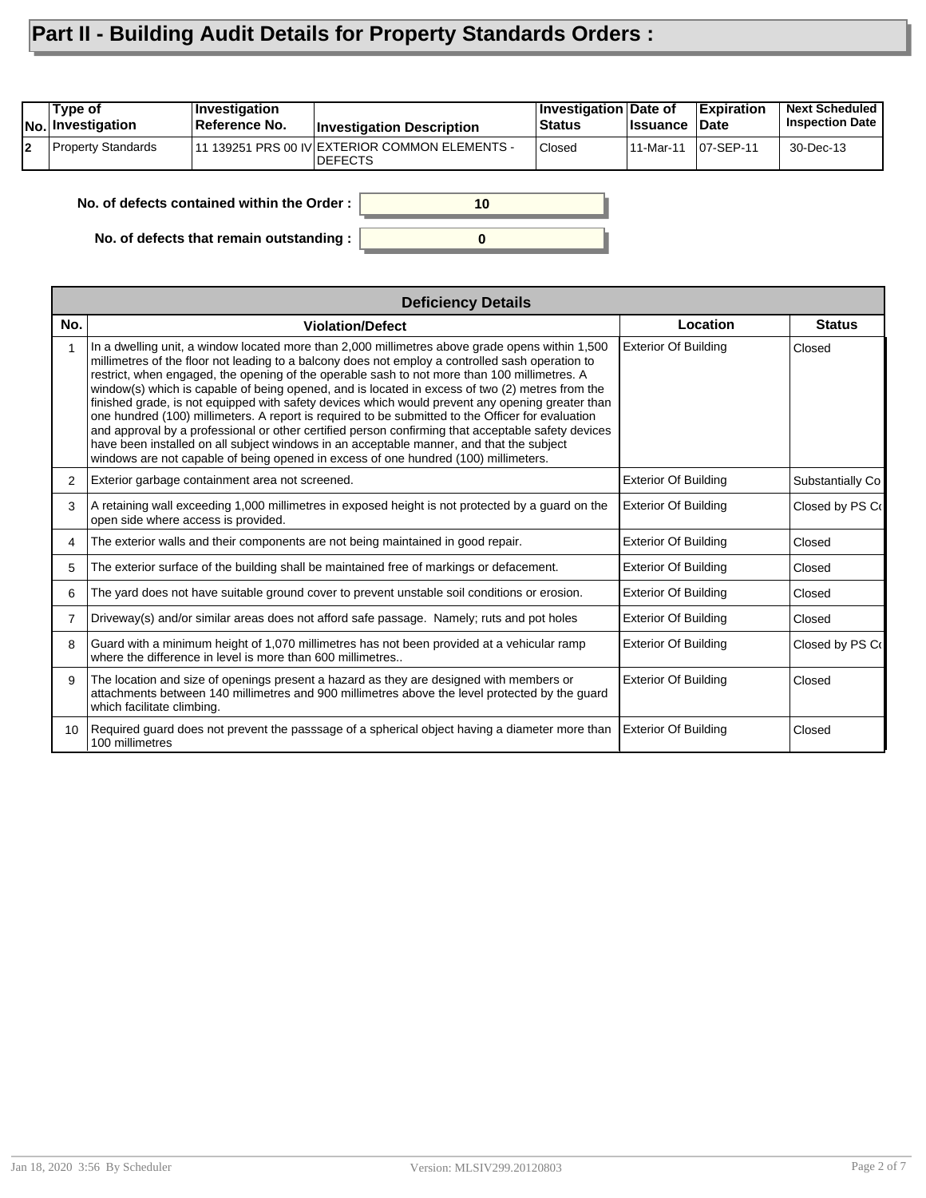# Part II - Building Audit Details for Property Standards Orders :

| No. | Type of Investigation | Investigation Reference No. | Investigation Description | Investigation Status | Date of Issuance | Expiration Date | Next Scheduled Inspection Date |
|---|---|---|---|---|---|---|---|
| 2 | Property Standards | 11 139251 PRS 00 IV | EXTERIOR COMMON ELEMENTS - DEFECTS | Closed | 11-Mar-11 | 07-SEP-11 | 30-Dec-13 |

**No. of defects contained within the Order :** 10

**No. of defects that remain outstanding :** 0

| Deficiency Details | | | |
|---|---|---|---|
| **No.** | **Violation/Defect** | **Location** | **Status** |
| 1 | In a dwelling unit, a window located more than 2,000 millimetres above grade opens within 1,500 millimetres of the floor not leading to a balcony does not employ a controlled sash operation to restrict, when engaged, the opening of the operable sash to not more than 100 millimetres. A window(s) which is capable of being opened, and is located in excess of two (2) metres from the finished grade, is not equipped with safety devices which would prevent any opening greater than one hundred (100) millimeters. A report is required to be submitted to the Officer for evaluation and approval by a professional or other certified person confirming that acceptable safety devices have been installed on all subject windows in an acceptable manner, and that the subject windows are not capable of being opened in excess of one hundred (100) millimeters. | Exterior Of Building | Closed |
| 2 | Exterior garbage containment area not screened. | Exterior Of Building | Substantially Co |
| 3 | A retaining wall exceeding 1,000 millimetres in exposed height is not protected by a guard on the open side where access is provided. | Exterior Of Building | Closed by PS Co |
| 4 | The exterior walls and their components are not being maintained in good repair. | Exterior Of Building | Closed |
| 5 | The exterior surface of the building shall be maintained free of markings or defacement. | Exterior Of Building | Closed |
| 6 | The yard does not have suitable ground cover to prevent unstable soil conditions or erosion. | Exterior Of Building | Closed |
| 7 | Driveway(s) and/or similar areas does not afford safe passage. Namely; ruts and pot holes | Exterior Of Building | Closed |
| 8 | Guard with a minimum height of 1,070 millimetres has not been provided at a vehicular ramp where the difference in level is more than 600 millimetres.. | Exterior Of Building | Closed by PS Co |
| 9 | The location and size of openings present a hazard as they are designed with members or attachments between 140 millimetres and 900 millimetres above the level protected by the guard which facilitate climbing. | Exterior Of Building | Closed |
| 10 | Required guard does not prevent the passsage of a spherical object having a diameter more than 100 millimetres | Exterior Of Building | Closed |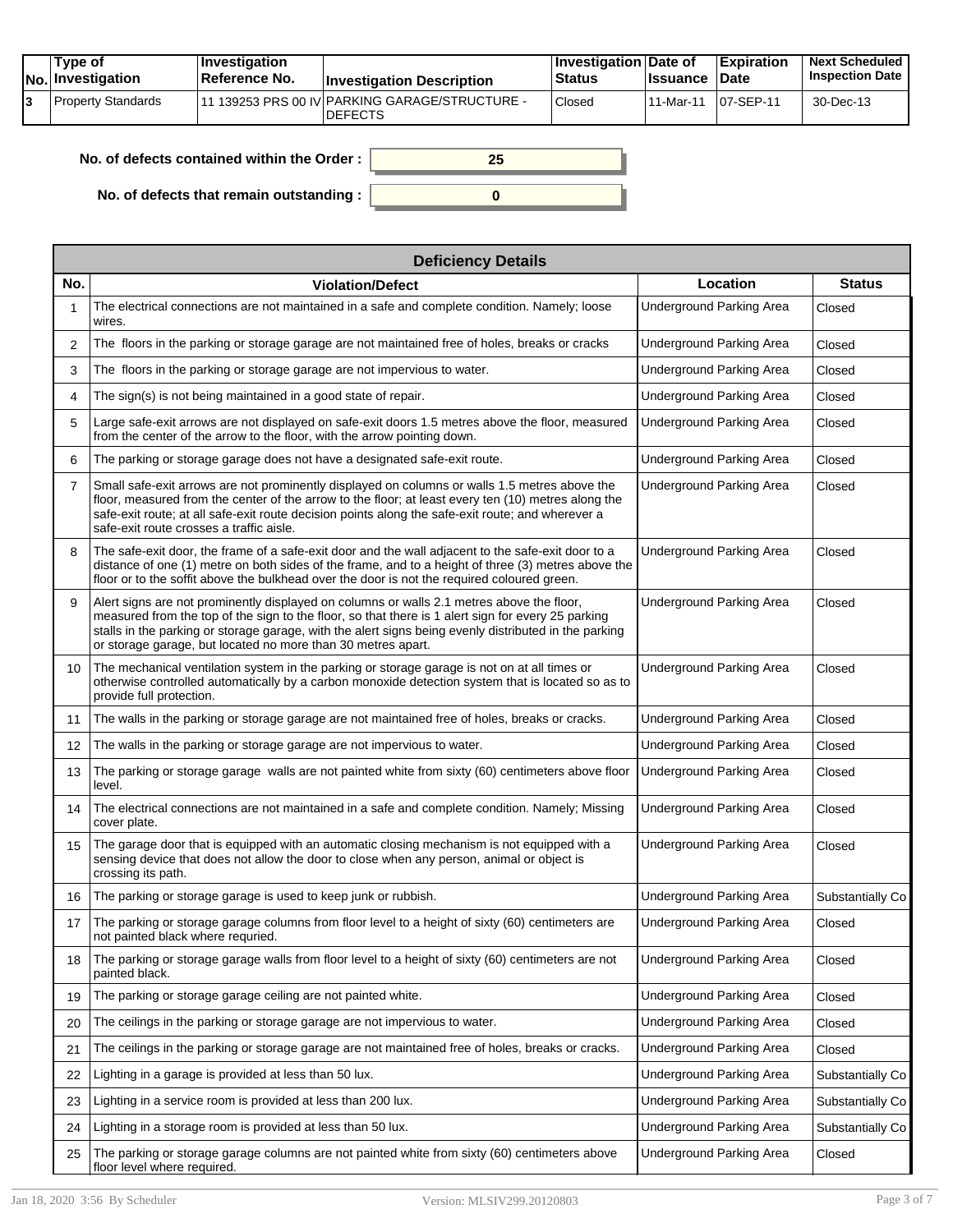| No. | Type of Investigation | Investigation Reference No. | Investigation Description | Investigation Status | Date of Issuance | Expiration Date | Next Scheduled Inspection Date |
|---|---|---|---|---|---|---|---|
| 3 | Property Standards | 11 139253 PRS 00 IV | PARKING GARAGE/STRUCTURE - DEFECTS | Closed | 11-Mar-11 | 07-SEP-11 | 30-Dec-13 |

**No. of defects contained within the Order :** 25

**No. of defects that remain outstanding :** 0

| Deficiency Details | | | |
|---|---|---|---|
| **No.** | **Violation/Defect** | **Location** | **Status** |
| 1 | The electrical connections are not maintained in a safe and complete condition. Namely; loose wires. | Underground Parking Area | Closed |
| 2 | The floors in the parking or storage garage are not maintained free of holes, breaks or cracks | Underground Parking Area | Closed |
| 3 | The floors in the parking or storage garage are not impervious to water. | Underground Parking Area | Closed |
| 4 | The sign(s) is not being maintained in a good state of repair. | Underground Parking Area | Closed |
| 5 | Large safe-exit arrows are not displayed on safe-exit doors 1.5 metres above the floor, measured from the center of the arrow to the floor, with the arrow pointing down. | Underground Parking Area | Closed |
| 6 | The parking or storage garage does not have a designated safe-exit route. | Underground Parking Area | Closed |
| 7 | Small safe-exit arrows are not prominently displayed on columns or walls 1.5 metres above the floor, measured from the center of the arrow to the floor; at least every ten (10) metres along the safe-exit route; at all safe-exit route decision points along the safe-exit route; and wherever a safe-exit route crosses a traffic aisle. | Underground Parking Area | Closed |
| 8 | The safe-exit door, the frame of a safe-exit door and the wall adjacent to the safe-exit door to a distance of one (1) metre on both sides of the frame, and to a height of three (3) metres above the floor or to the soffit above the bulkhead over the door is not the required coloured green. | Underground Parking Area | Closed |
| 9 | Alert signs are not prominently displayed on columns or walls 2.1 metres above the floor, measured from the top of the sign to the floor, so that there is 1 alert sign for every 25 parking stalls in the parking or storage garage, with the alert signs being evenly distributed in the parking or storage garage, but located no more than 30 metres apart. | Underground Parking Area | Closed |
| 10 | The mechanical ventilation system in the parking or storage garage is not on at all times or otherwise controlled automatically by a carbon monoxide detection system that is located so as to provide full protection. | Underground Parking Area | Closed |
| 11 | The walls in the parking or storage garage are not maintained free of holes, breaks or cracks. | Underground Parking Area | Closed |
| 12 | The walls in the parking or storage garage are not impervious to water. | Underground Parking Area | Closed |
| 13 | The parking or storage garage walls are not painted white from sixty (60) centimeters above floor level. | Underground Parking Area | Closed |
| 14 | The electrical connections are not maintained in a safe and complete condition. Namely; Missing cover plate. | Underground Parking Area | Closed |
| 15 | The garage door that is equipped with an automatic closing mechanism is not equipped with a sensing device that does not allow the door to close when any person, animal or object is crossing its path. | Underground Parking Area | Closed |
| 16 | The parking or storage garage is used to keep junk or rubbish. | Underground Parking Area | Substantially Co |
| 17 | The parking or storage garage columns from floor level to a height of sixty (60) centimeters are not painted black where requried. | Underground Parking Area | Closed |
| 18 | The parking or storage garage walls from floor level to a height of sixty (60) centimeters are not painted black. | Underground Parking Area | Closed |
| 19 | The parking or storage garage ceiling are not painted white. | Underground Parking Area | Closed |
| 20 | The ceilings in the parking or storage garage are not impervious to water. | Underground Parking Area | Closed |
| 21 | The ceilings in the parking or storage garage are not maintained free of holes, breaks or cracks. | Underground Parking Area | Closed |
| 22 | Lighting in a garage is provided at less than 50 lux. | Underground Parking Area | Substantially Co |
| 23 | Lighting in a service room is provided at less than 200 lux. | Underground Parking Area | Substantially Co |
| 24 | Lighting in a storage room is provided at less than 50 lux. | Underground Parking Area | Substantially Co |
| 25 | The parking or storage garage columns are not painted white from sixty (60) centimeters above floor level where required. | Underground Parking Area | Closed |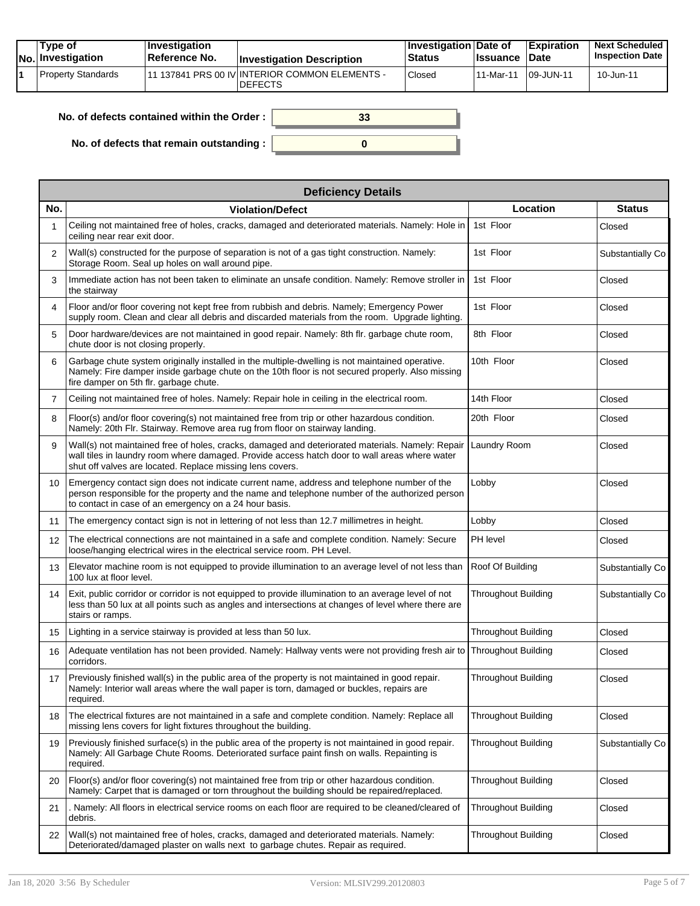| No. | Type of Investigation | Investigation Reference No. | Investigation Description | Investigation Status | Date of Issuance | Expiration Date | Next Scheduled Inspection Date |
|---|---|---|---|---|---|---|---|
| 1 | Property Standards | 11 137841 PRS 00 IV | INTERIOR COMMON ELEMENTS - DEFECTS | Closed | 11-Mar-11 | 09-JUN-11 | 10-Jun-11 |

**No. of defects contained within the Order :** 33

**No. of defects that remain outstanding :** 0

| Deficiency Details | | | |
|---|---|---|---|
| **No.** | **Violation/Defect** | **Location** | **Status** |
| 1 | Ceiling not maintained free of holes, cracks, damaged and deteriorated materials. Namely: Hole in ceiling near rear exit door. | 1st Floor | Closed |
| 2 | Wall(s) constructed for the purpose of separation is not of a gas tight construction. Namely: Storage Room. Seal up holes on wall around pipe. | 1st Floor | Substantially Co |
| 3 | Immediate action has not been taken to eliminate an unsafe condition. Namely: Remove stroller in the stairway | 1st Floor | Closed |
| 4 | Floor and/or floor covering not kept free from rubbish and debris. Namely; Emergency Power supply room. Clean and clear all debris and discarded materials from the room. Upgrade lighting. | 1st Floor | Closed |
| 5 | Door hardware/devices are not maintained in good repair. Namely: 8th flr. garbage chute room, chute door is not closing properly. | 8th Floor | Closed |
| 6 | Garbage chute system originally installed in the multiple-dwelling is not maintained operative. Namely: Fire damper inside garbage chute on the 10th floor is not secured properly. Also missing fire damper on 5th flr. garbage chute. | 10th Floor | Closed |
| 7 | Ceiling not maintained free of holes. Namely: Repair hole in ceiling in the electrical room. | 14th Floor | Closed |
| 8 | Floor(s) and/or floor covering(s) not maintained free from trip or other hazardous condition. Namely: 20th Flr. Stairway. Remove area rug from floor on stairway landing. | 20th Floor | Closed |
| 9 | Wall(s) not maintained free of holes, cracks, damaged and deteriorated materials. Namely: Repair wall tiles in laundry room where damaged. Provide access hatch door to wall areas where water shut off valves are located. Replace missing lens covers. | Laundry Room | Closed |
| 10 | Emergency contact sign does not indicate current name, address and telephone number of the person responsible for the property and the name and telephone number of the authorized person to contact in case of an emergency on a 24 hour basis. | Lobby | Closed |
| 11 | The emergency contact sign is not in lettering of not less than 12.7 millimetres in height. | Lobby | Closed |
| 12 | The electrical connections are not maintained in a safe and complete condition. Namely: Secure loose/hanging electrical wires in the electrical service room. PH Level. | PH level | Closed |
| 13 | Elevator machine room is not equipped to provide illumination to an average level of not less than 100 lux at floor level. | Roof Of Building | Substantially Co |
| 14 | Exit, public corridor or corridor is not equipped to provide illumination to an average level of not less than 50 lux at all points such as angles and intersections at changes of level where there are stairs or ramps. | Throughout Building | Substantially Co |
| 15 | Lighting in a service stairway is provided at less than 50 lux. | Throughout Building | Closed |
| 16 | Adequate ventilation has not been provided. Namely: Hallway vents were not providing fresh air to corridors. | Throughout Building | Closed |
| 17 | Previously finished wall(s) in the public area of the property is not maintained in good repair. Namely: Interior wall areas where the wall paper is torn, damaged or buckles, repairs are required. | Throughout Building | Closed |
| 18 | The electrical fixtures are not maintained in a safe and complete condition. Namely: Replace all missing lens covers for light fixtures throughout the building. | Throughout Building | Closed |
| 19 | Previously finished surface(s) in the public area of the property is not maintained in good repair. Namely: All Garbage Chute Rooms. Deteriorated surface paint finsh on walls. Repainting is required. | Throughout Building | Substantially Co |
| 20 | Floor(s) and/or floor covering(s) not maintained free from trip or other hazardous condition. Namely: Carpet that is damaged or torn throughout the building should be repaired/replaced. | Throughout Building | Closed |
| 21 | . Namely: All floors in electrical service rooms on each floor are required to be cleaned/cleared of debris. | Throughout Building | Closed |
| 22 | Wall(s) not maintained free of holes, cracks, damaged and deteriorated materials. Namely: Deteriorated/damaged plaster on walls next to garbage chutes. Repair as required. | Throughout Building | Closed |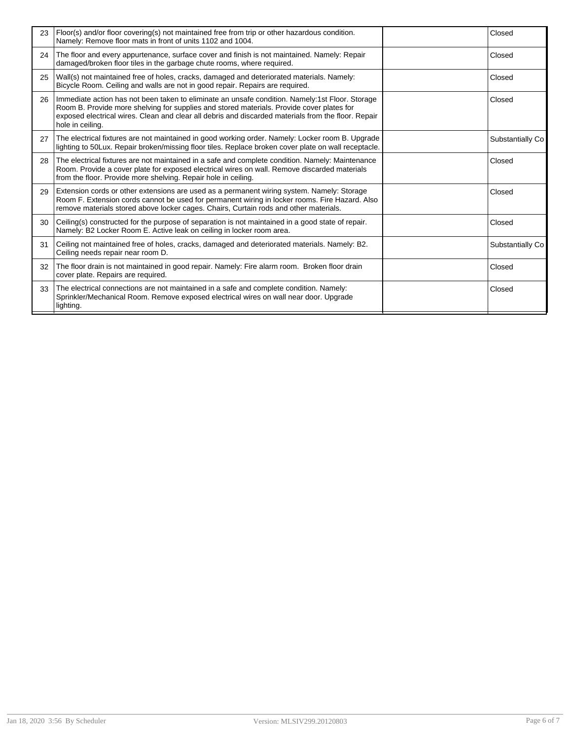| | | | |
|---|---|---|---|
| 23 | Floor(s) and/or floor covering(s) not maintained free from trip or other hazardous condition. Namely: Remove floor mats in front of units 1102 and 1004. | | Closed |
| 24 | The floor and every appurtenance, surface cover and finish is not maintained. Namely: Repair damaged/broken floor tiles in the garbage chute rooms, where required. | | Closed |
| 25 | Wall(s) not maintained free of holes, cracks, damaged and deteriorated materials. Namely: Bicycle Room. Ceiling and walls are not in good repair. Repairs are required. | | Closed |
| 26 | Immediate action has not been taken to eliminate an unsafe condition. Namely:1st Floor. Storage Room B. Provide more shelving for supplies and stored materials. Provide cover plates for exposed electrical wires. Clean and clear all debris and discarded materials from the floor. Repair hole in ceiling. | | Closed |
| 27 | The electrical fixtures are not maintained in good working order. Namely: Locker room B. Upgrade lighting to 50Lux. Repair broken/missing floor tiles. Replace broken cover plate on wall receptacle. | | Substantially Co |
| 28 | The electrical fixtures are not maintained in a safe and complete condition. Namely: Maintenance Room. Provide a cover plate for exposed electrical wires on wall. Remove discarded materials from the floor. Provide more shelving. Repair hole in ceiling. | | Closed |
| 29 | Extension cords or other extensions are used as a permanent wiring system. Namely: Storage Room F. Extension cords cannot be used for permanent wiring in locker rooms. Fire Hazard. Also remove materials stored above locker cages. Chairs, Curtain rods and other materials. | | Closed |
| 30 | Ceiling(s) constructed for the purpose of separation is not maintained in a good state of repair. Namely: B2 Locker Room E. Active leak on ceiling in locker room area. | | Closed |
| 31 | Ceiling not maintained free of holes, cracks, damaged and deteriorated materials. Namely: B2. Ceiling needs repair near room D. | | Substantially Co |
| 32 | The floor drain is not maintained in good repair. Namely: Fire alarm room. Broken floor drain cover plate. Repairs are required. | | Closed |
| 33 | The electrical connections are not maintained in a safe and complete condition. Namely: Sprinkler/Mechanical Room. Remove exposed electrical wires on wall near door. Upgrade lighting. | | Closed |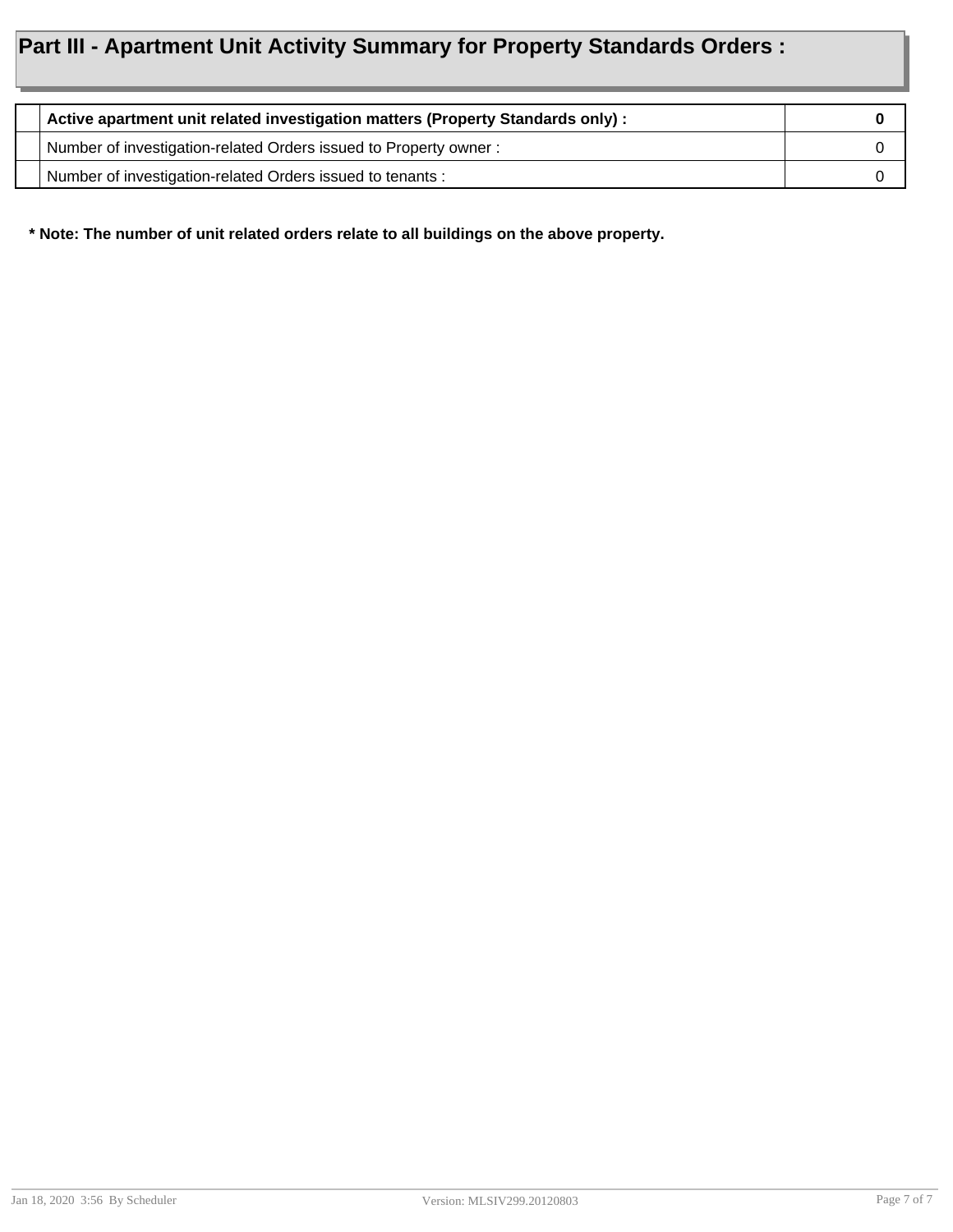## Part III - Apartment Unit Activity Summary for Property Standards Orders :

| | | |
|---|---|---|
| | **Active apartment unit related investigation matters (Property Standards only) :** | **0** |
| | Number of investigation-related Orders issued to Property owner : | 0 |
| | Number of investigation-related Orders issued to tenants : | 0 |

**\* Note: The number of unit related orders relate to all buildings on the above property.**